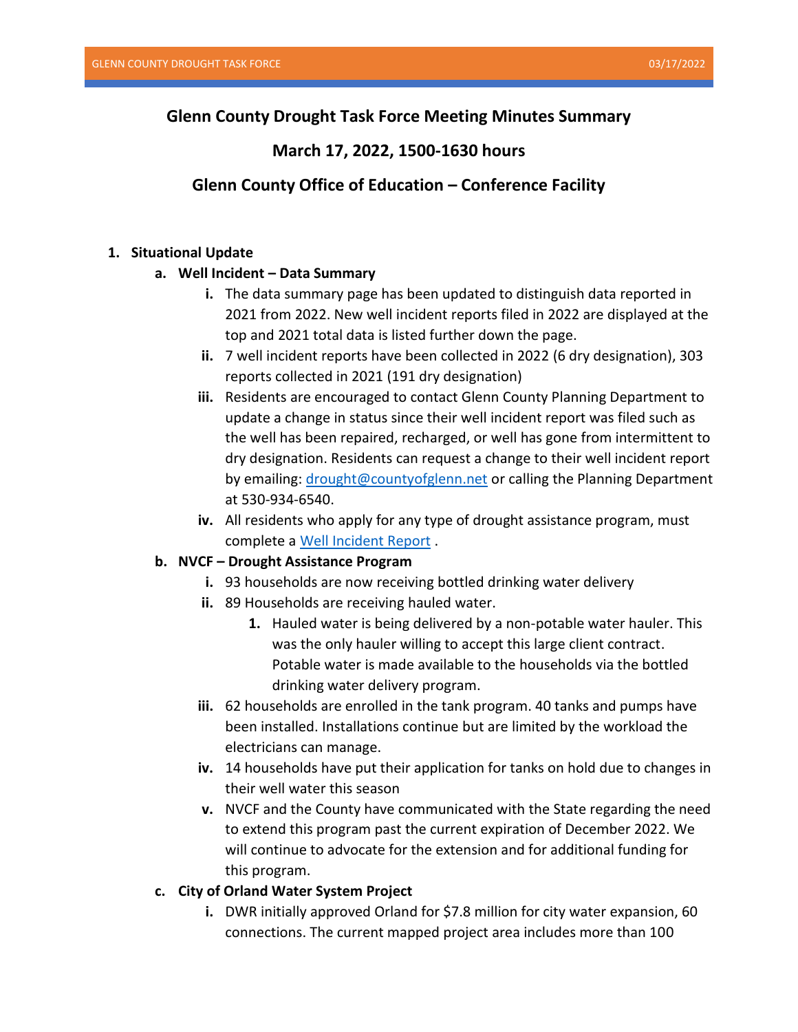# Glenn County Drought Task Force Meeting Minutes Summary

## March 17, 2022, 1500-1630 hours

## Glenn County Office of Education – Conference Facility

1. **Situational Update**
   a. **Well Incident – Data Summary**
      i. The data summary page has been updated to distinguish data reported in 2021 from 2022. New well incident reports filed in 2022 are displayed at the top and 2021 total data is listed further down the page.
      ii. 7 well incident reports have been collected in 2022 (6 dry designation), 303 reports collected in 2021 (191 dry designation)
      iii. Residents are encouraged to contact Glenn County Planning Department to update a change in status since their well incident report was filed such as the well has been repaired, recharged, or well has gone from intermittent to dry designation. Residents can request a change to their well incident report by emailing: drought@countyofglenn.net or calling the Planning Department at 530-934-6540.
      iv. All residents who apply for any type of drought assistance program, must complete a Well Incident Report .

   b. **NVCF – Drought Assistance Program**
      i. 93 households are now receiving bottled drinking water delivery
      ii. 89 Households are receiving hauled water.
         1. Hauled water is being delivered by a non-potable water hauler. This was the only hauler willing to accept this large client contract. Potable water is made available to the households via the bottled drinking water delivery program.
      iii. 62 households are enrolled in the tank program. 40 tanks and pumps have been installed. Installations continue but are limited by the workload the electricians can manage.
      iv. 14 households have put their application for tanks on hold due to changes in their well water this season
      v. NVCF and the County have communicated with the State regarding the need to extend this program past the current expiration of December 2022. We will continue to advocate for the extension and for additional funding for this program.

   c. **City of Orland Water System Project**
      i. DWR initially approved Orland for $7.8 million for city water expansion, 60 connections. The current mapped project area includes more than 100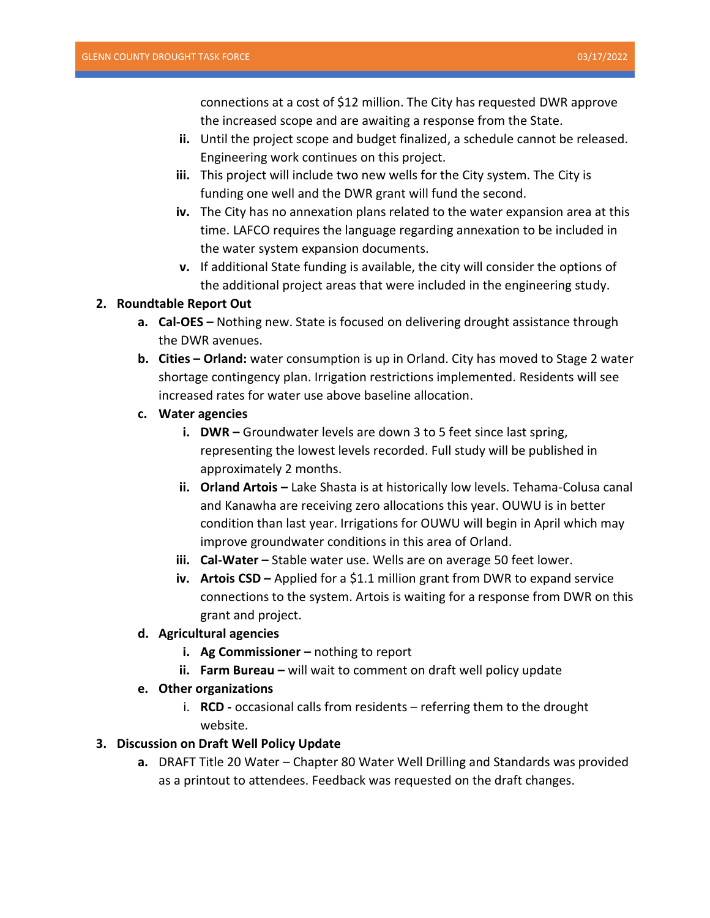connections at a cost of $12 million. The City has requested DWR approve the increased scope and are awaiting a response from the State.

   ii. Until the project scope and budget finalized, a schedule cannot be released. Engineering work continues on this project.

   iii. This project will include two new wells for the City system. The City is funding one well and the DWR grant will fund the second.

   iv. The City has no annexation plans related to the water expansion area at this time. LAFCO requires the language regarding annexation to be included in the water system expansion documents.

   v. If additional State funding is available, the city will consider the options of the additional project areas that were included in the engineering study.

2. **Roundtable Report Out**

   a. **Cal-OES –** Nothing new. State is focused on delivering drought assistance through the DWR avenues.

   b. **Cities – Orland:** water consumption is up in Orland. City has moved to Stage 2 water shortage contingency plan. Irrigation restrictions implemented. Residents will see increased rates for water use above baseline allocation.

   c. **Water agencies**

      i. **DWR –** Groundwater levels are down 3 to 5 feet since last spring, representing the lowest levels recorded. Full study will be published in approximately 2 months.

      ii. **Orland Artois –** Lake Shasta is at historically low levels. Tehama-Colusa canal and Kanawha are receiving zero allocations this year. OUWU is in better condition than last year. Irrigations for OUWU will begin in April which may improve groundwater conditions in this area of Orland.

      iii. **Cal-Water –** Stable water use. Wells are on average 50 feet lower.

      iv. **Artois CSD –** Applied for a $1.1 million grant from DWR to expand service connections to the system. Artois is waiting for a response from DWR on this grant and project.

   d. **Agricultural agencies**

      i. **Ag Commissioner –** nothing to report

      ii. **Farm Bureau –** will wait to comment on draft well policy update

   e. **Other organizations**

      i. **RCD -** occasional calls from residents – referring them to the drought website.

3. **Discussion on Draft Well Policy Update**

   a. DRAFT Title 20 Water – Chapter 80 Water Well Drilling and Standards was provided as a printout to attendees. Feedback was requested on the draft changes.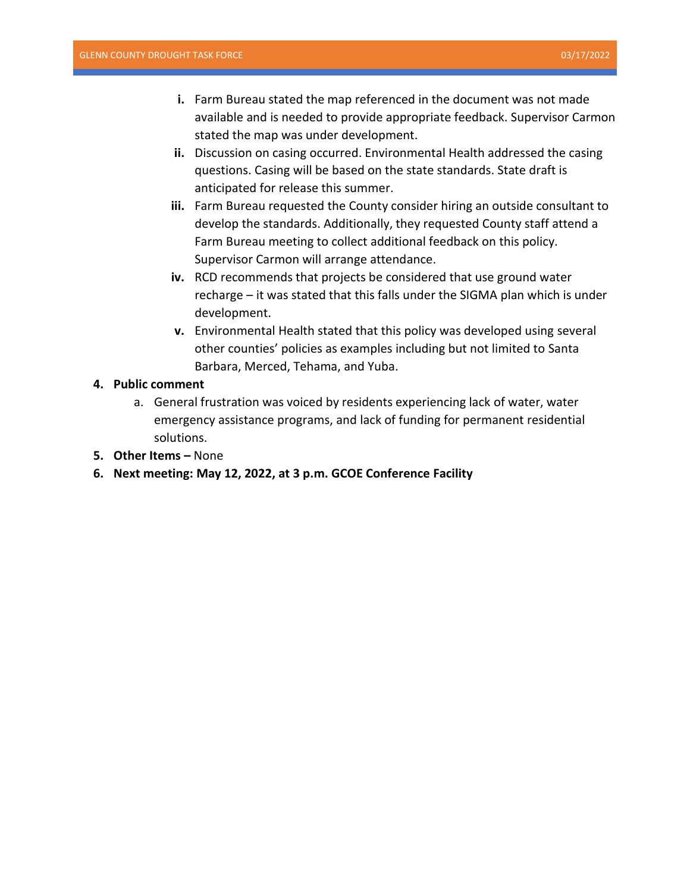i. Farm Bureau stated the map referenced in the document was not made available and is needed to provide appropriate feedback. Supervisor Carmon stated the map was under development.
ii. Discussion on casing occurred. Environmental Health addressed the casing questions. Casing will be based on the state standards. State draft is anticipated for release this summer.
iii. Farm Bureau requested the County consider hiring an outside consultant to develop the standards. Additionally, they requested County staff attend a Farm Bureau meeting to collect additional feedback on this policy. Supervisor Carmon will arrange attendance.
iv. RCD recommends that projects be considered that use ground water recharge – it was stated that this falls under the SIGMA plan which is under development.
v. Environmental Health stated that this policy was developed using several other counties' policies as examples including but not limited to Santa Barbara, Merced, Tehama, and Yuba.

4. **Public comment**
   a. General frustration was voiced by residents experiencing lack of water, water emergency assistance programs, and lack of funding for permanent residential solutions.
5. **Other Items –** None
6. **Next meeting: May 12, 2022, at 3 p.m. GCOE Conference Facility**